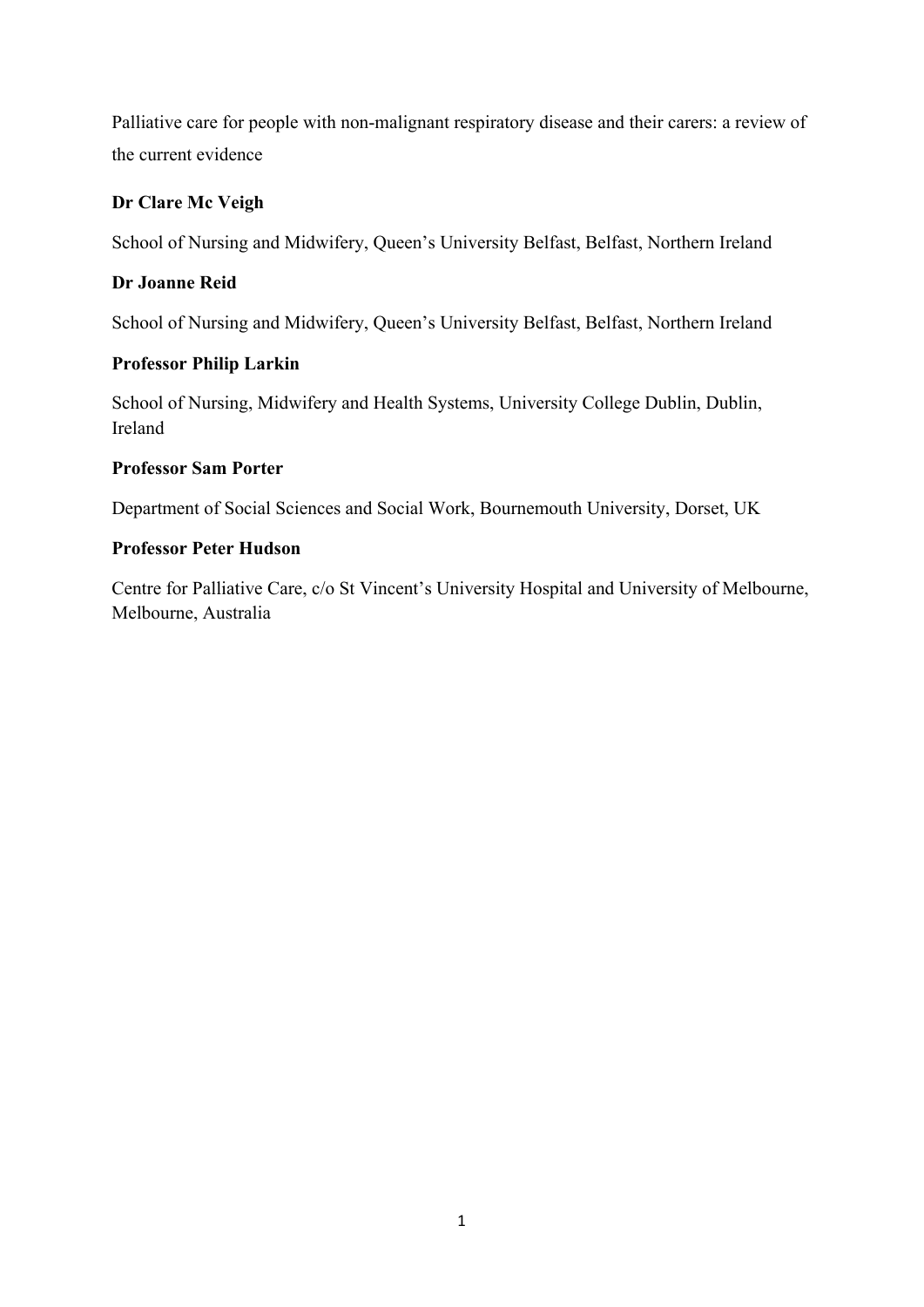Palliative care for people with non-malignant respiratory disease and their carers: a review of the current evidence

**Dr Clare Mc Veigh**

School of Nursing and Midwifery, Queen's University Belfast, Belfast, Northern Ireland

**Dr Joanne Reid**

School of Nursing and Midwifery, Queen's University Belfast, Belfast, Northern Ireland

**Professor Philip Larkin**

School of Nursing, Midwifery and Health Systems, University College Dublin, Dublin, Ireland

**Professor Sam Porter**

Department of Social Sciences and Social Work, Bournemouth University, Dorset, UK

**Professor Peter Hudson**

Centre for Palliative Care, c/o St Vincent's University Hospital and University of Melbourne, Melbourne, Australia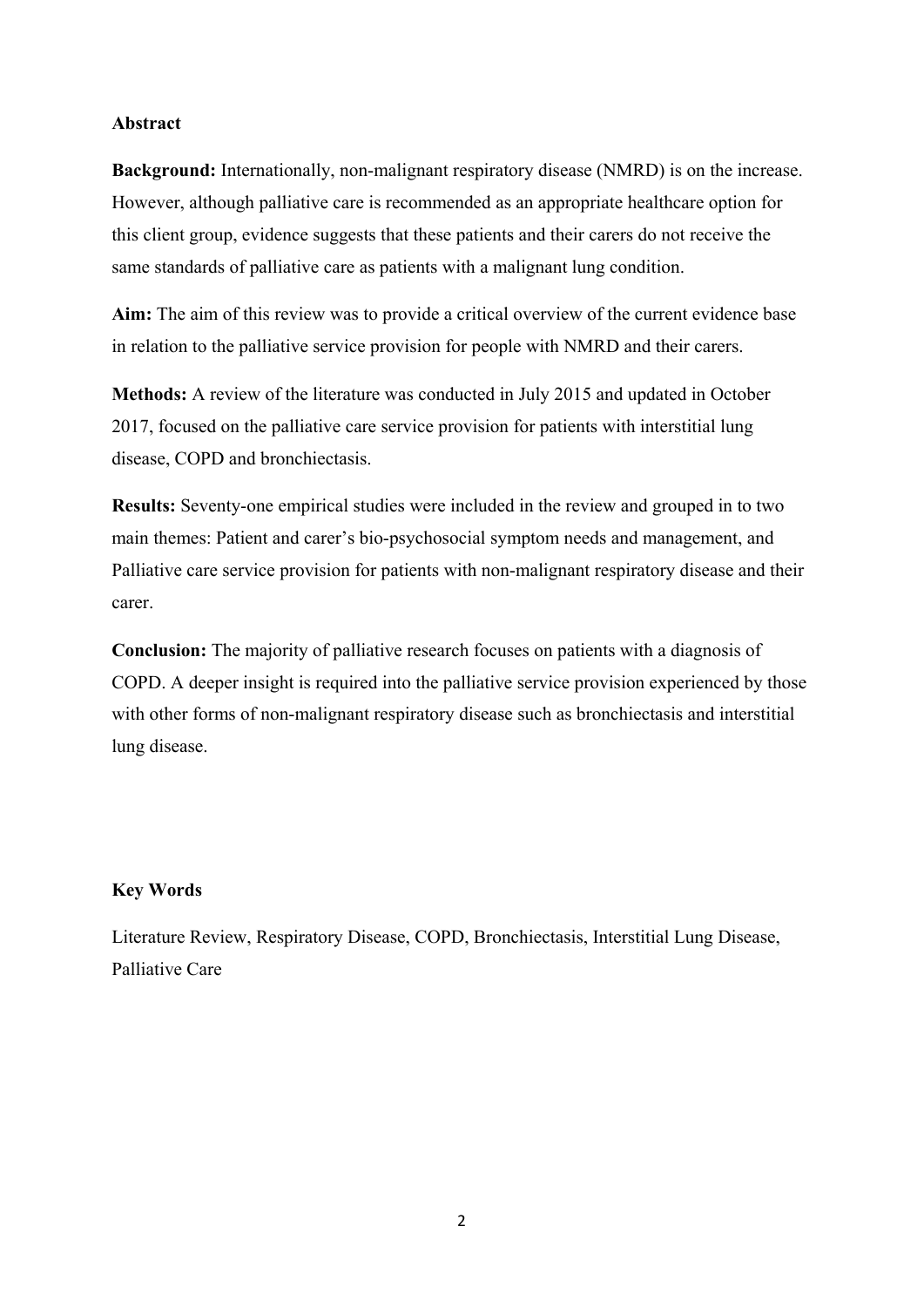## Abstract

**Background:** Internationally, non-malignant respiratory disease (NMRD) is on the increase. However, although palliative care is recommended as an appropriate healthcare option for this client group, evidence suggests that these patients and their carers do not receive the same standards of palliative care as patients with a malignant lung condition.

**Aim:** The aim of this review was to provide a critical overview of the current evidence base in relation to the palliative service provision for people with NMRD and their carers.

**Methods:** A review of the literature was conducted in July 2015 and updated in October 2017, focused on the palliative care service provision for patients with interstitial lung disease, COPD and bronchiectasis.

**Results:** Seventy-one empirical studies were included in the review and grouped in to two main themes: Patient and carer's bio-psychosocial symptom needs and management, and Palliative care service provision for patients with non-malignant respiratory disease and their carer.

**Conclusion:** The majority of palliative research focuses on patients with a diagnosis of COPD. A deeper insight is required into the palliative service provision experienced by those with other forms of non-malignant respiratory disease such as bronchiectasis and interstitial lung disease.

## Key Words

Literature Review, Respiratory Disease, COPD, Bronchiectasis, Interstitial Lung Disease, Palliative Care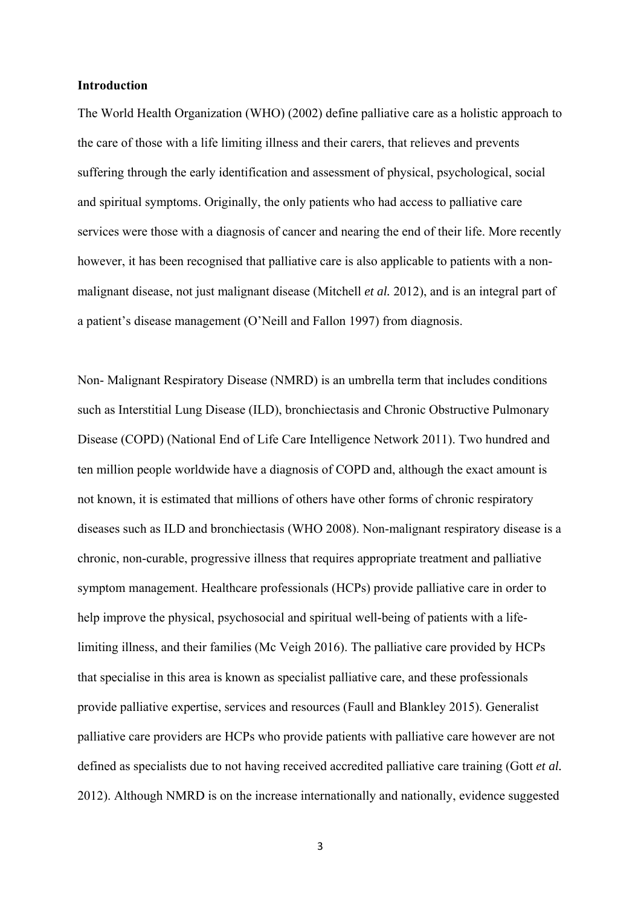**Introduction**

The World Health Organization (WHO) (2002) define palliative care as a holistic approach to the care of those with a life limiting illness and their carers, that relieves and prevents suffering through the early identification and assessment of physical, psychological, social and spiritual symptoms. Originally, the only patients who had access to palliative care services were those with a diagnosis of cancer and nearing the end of their life. More recently however, it has been recognised that palliative care is also applicable to patients with a non-malignant disease, not just malignant disease (Mitchell *et al.* 2012), and is an integral part of a patient's disease management (O'Neill and Fallon 1997) from diagnosis.

Non- Malignant Respiratory Disease (NMRD) is an umbrella term that includes conditions such as Interstitial Lung Disease (ILD), bronchiectasis and Chronic Obstructive Pulmonary Disease (COPD) (National End of Life Care Intelligence Network 2011). Two hundred and ten million people worldwide have a diagnosis of COPD and, although the exact amount is not known, it is estimated that millions of others have other forms of chronic respiratory diseases such as ILD and bronchiectasis (WHO 2008). Non-malignant respiratory disease is a chronic, non-curable, progressive illness that requires appropriate treatment and palliative symptom management. Healthcare professionals (HCPs) provide palliative care in order to help improve the physical, psychosocial and spiritual well-being of patients with a life-limiting illness, and their families (Mc Veigh 2016). The palliative care provided by HCPs that specialise in this area is known as specialist palliative care, and these professionals provide palliative expertise, services and resources (Faull and Blankley 2015). Generalist palliative care providers are HCPs who provide patients with palliative care however are not defined as specialists due to not having received accredited palliative care training (Gott *et al.* 2012). Although NMRD is on the increase internationally and nationally, evidence suggested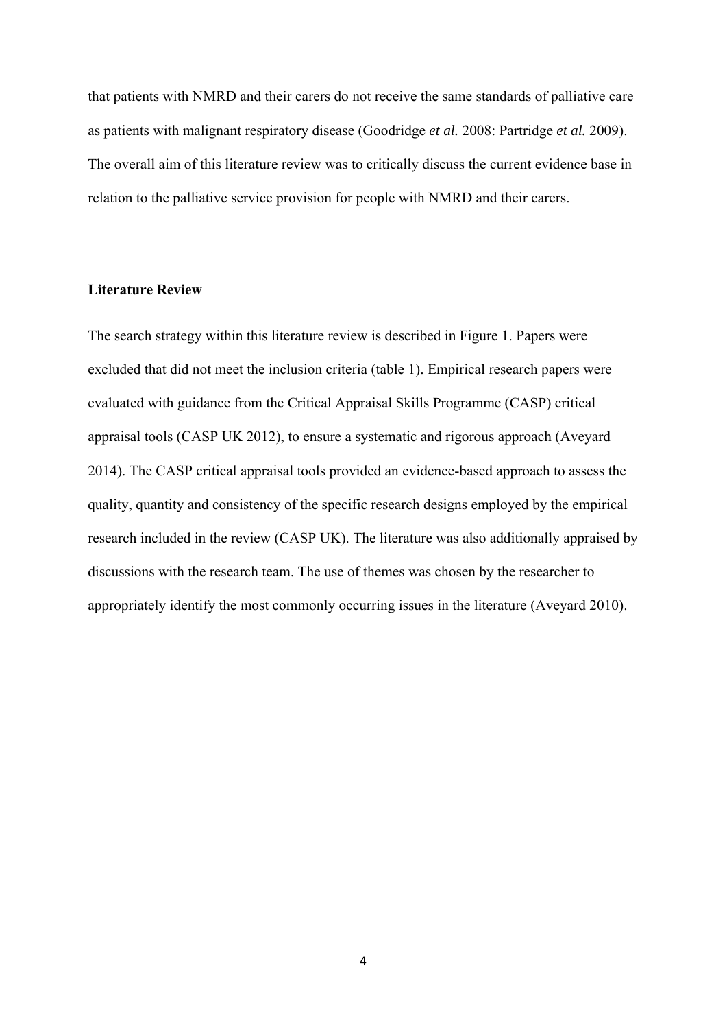that patients with NMRD and their carers do not receive the same standards of palliative care as patients with malignant respiratory disease (Goodridge *et al.* 2008: Partridge *et al.* 2009). The overall aim of this literature review was to critically discuss the current evidence base in relation to the palliative service provision for people with NMRD and their carers.

**Literature Review**

The search strategy within this literature review is described in Figure 1. Papers were excluded that did not meet the inclusion criteria (table 1). Empirical research papers were evaluated with guidance from the Critical Appraisal Skills Programme (CASP) critical appraisal tools (CASP UK 2012), to ensure a systematic and rigorous approach (Aveyard 2014). The CASP critical appraisal tools provided an evidence-based approach to assess the quality, quantity and consistency of the specific research designs employed by the empirical research included in the review (CASP UK). The literature was also additionally appraised by discussions with the research team. The use of themes was chosen by the researcher to appropriately identify the most commonly occurring issues in the literature (Aveyard 2010).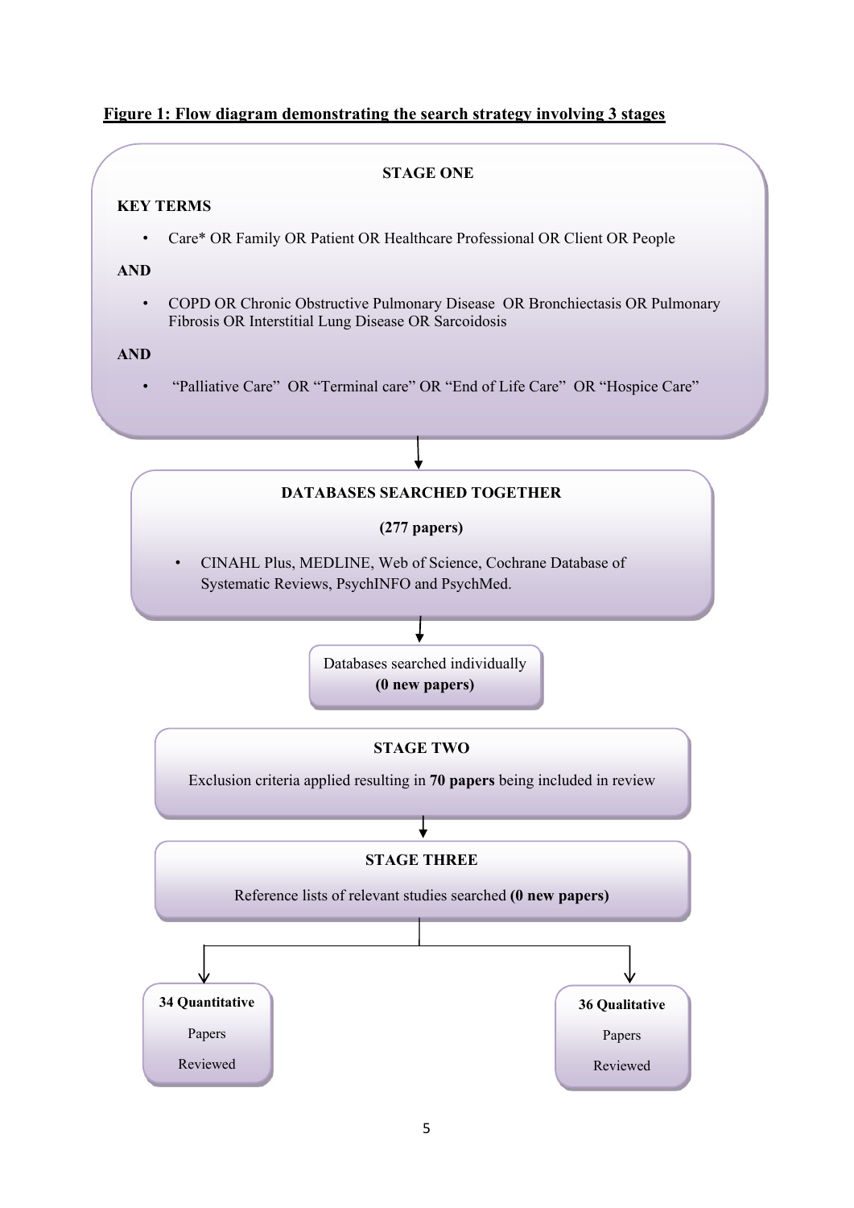**Figure 1: Flow diagram demonstrating the search strategy involving 3 stages**

**STAGE ONE**

**KEY TERMS**

- Care* OR Family OR Patient OR Healthcare Professional OR Client OR People

**AND**

- COPD OR Chronic Obstructive Pulmonary Disease OR Bronchiectasis OR Pulmonary Fibrosis OR Interstitial Lung Disease OR Sarcoidosis

**AND**

- "Palliative Care" OR "Terminal care" OR "End of Life Care" OR "Hospice Care"

↓

**DATABASES SEARCHED TOGETHER**

**(277 papers)**

- CINAHL Plus, MEDLINE, Web of Science, Cochrane Database of Systematic Reviews, PsychINFO and PsychMed.

↓

Databases searched individually **(0 new papers)**

**STAGE TWO**

Exclusion criteria applied resulting in **70 papers** being included in review

↓

**STAGE THREE**

Reference lists of relevant studies searched **(0 new papers)**

↓

**34 Quantitative** Papers Reviewed

**36 Qualitative** Papers Reviewed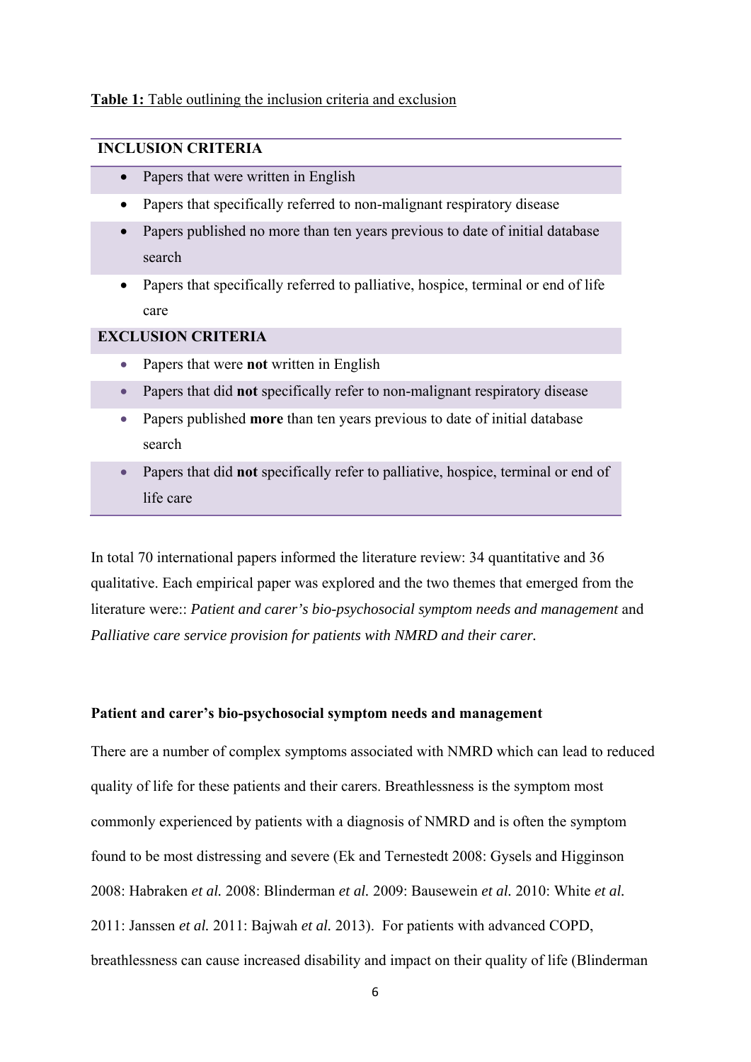**Table 1:** Table outlining the inclusion criteria and exclusion

| **INCLUSION CRITERIA** |
|---|
| • Papers that were written in English |
| • Papers that specifically referred to non-malignant respiratory disease |
| • Papers published no more than ten years previous to date of initial database search |
| • Papers that specifically referred to palliative, hospice, terminal or end of life care |
| **EXCLUSION CRITERIA** |
| • Papers that were **not** written in English |
| • Papers that did **not** specifically refer to non-malignant respiratory disease |
| • Papers published **more** than ten years previous to date of initial database search |
| • Papers that did **not** specifically refer to palliative, hospice, terminal or end of life care |

In total 70 international papers informed the literature review: 34 quantitative and 36 qualitative. Each empirical paper was explored and the two themes that emerged from the literature were:: *Patient and carer's bio-psychosocial symptom needs and management* and *Palliative care service provision for patients with NMRD and their carer.*

**Patient and carer's bio-psychosocial symptom needs and management**

There are a number of complex symptoms associated with NMRD which can lead to reduced quality of life for these patients and their carers. Breathlessness is the symptom most commonly experienced by patients with a diagnosis of NMRD and is often the symptom found to be most distressing and severe (Ek and Ternestedt 2008: Gysels and Higginson 2008: Habraken *et al.* 2008: Blinderman *et al.* 2009: Bausewein *et al.* 2010: White *et al.* 2011: Janssen *et al.* 2011: Bajwah *et al.* 2013). For patients with advanced COPD, breathlessness can cause increased disability and impact on their quality of life (Blinderman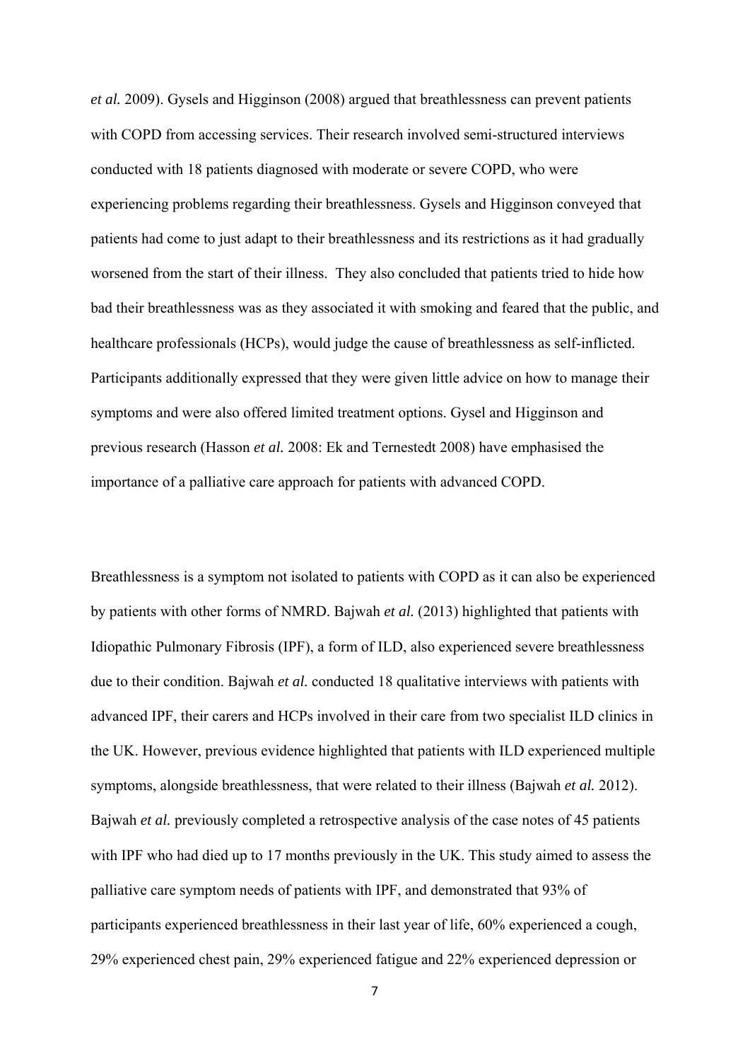*et al.* 2009). Gysels and Higginson (2008) argued that breathlessness can prevent patients with COPD from accessing services. Their research involved semi-structured interviews conducted with 18 patients diagnosed with moderate or severe COPD, who were experiencing problems regarding their breathlessness. Gysels and Higginson conveyed that patients had come to just adapt to their breathlessness and its restrictions as it had gradually worsened from the start of their illness. They also concluded that patients tried to hide how bad their breathlessness was as they associated it with smoking and feared that the public, and healthcare professionals (HCPs), would judge the cause of breathlessness as self-inflicted. Participants additionally expressed that they were given little advice on how to manage their symptoms and were also offered limited treatment options. Gysel and Higginson and previous research (Hasson *et al.* 2008: Ek and Ternestedt 2008) have emphasised the importance of a palliative care approach for patients with advanced COPD.

Breathlessness is a symptom not isolated to patients with COPD as it can also be experienced by patients with other forms of NMRD. Bajwah *et al.* (2013) highlighted that patients with Idiopathic Pulmonary Fibrosis (IPF), a form of ILD, also experienced severe breathlessness due to their condition. Bajwah *et al.* conducted 18 qualitative interviews with patients with advanced IPF, their carers and HCPs involved in their care from two specialist ILD clinics in the UK. However, previous evidence highlighted that patients with ILD experienced multiple symptoms, alongside breathlessness, that were related to their illness (Bajwah *et al.* 2012). Bajwah *et al.* previously completed a retrospective analysis of the case notes of 45 patients with IPF who had died up to 17 months previously in the UK. This study aimed to assess the palliative care symptom needs of patients with IPF, and demonstrated that 93% of participants experienced breathlessness in their last year of life, 60% experienced a cough, 29% experienced chest pain, 29% experienced fatigue and 22% experienced depression or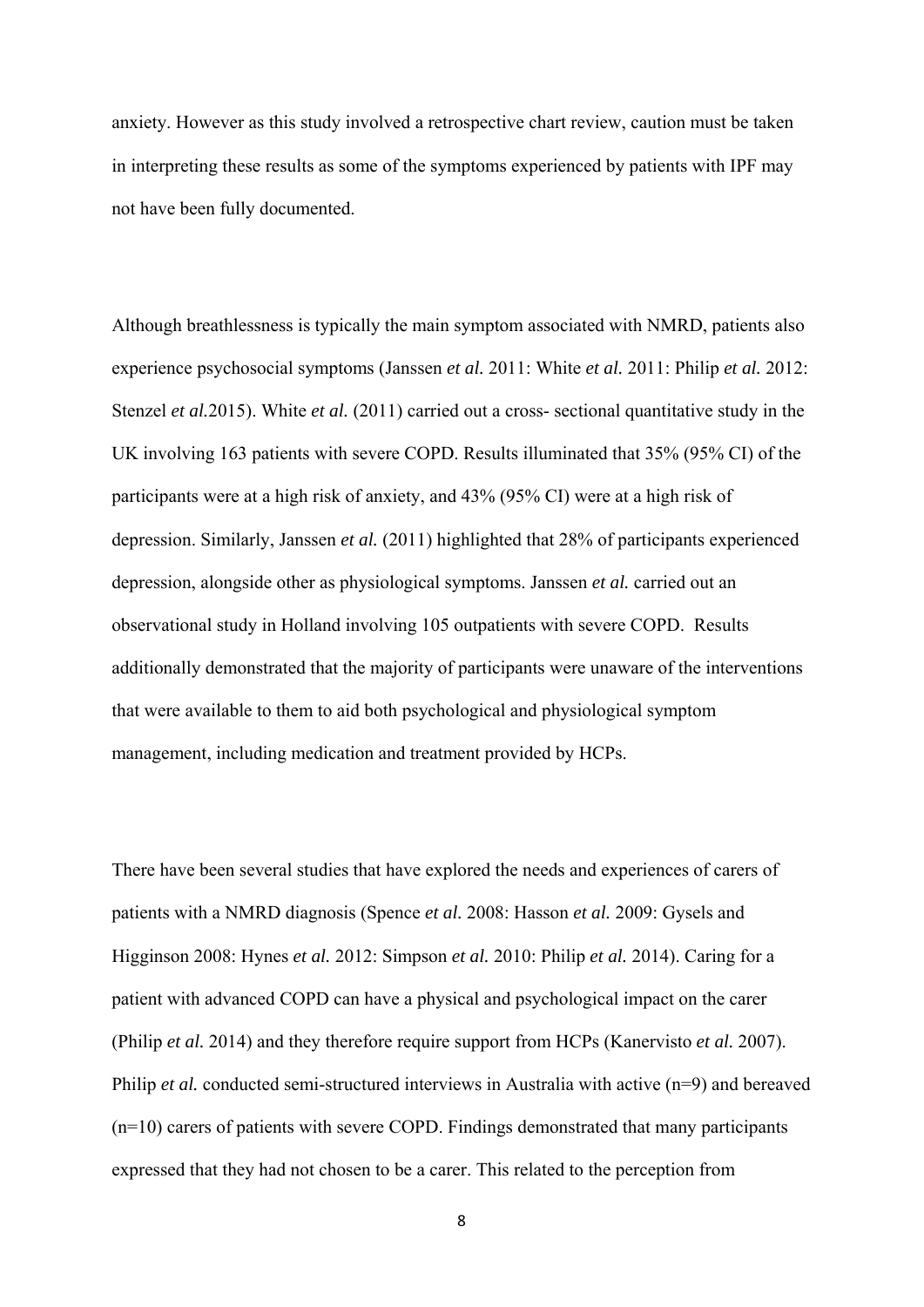anxiety. However as this study involved a retrospective chart review, caution must be taken in interpreting these results as some of the symptoms experienced by patients with IPF may not have been fully documented.

Although breathlessness is typically the main symptom associated with NMRD, patients also experience psychosocial symptoms (Janssen *et al.* 2011: White *et al.* 2011: Philip *et al.* 2012: Stenzel *et al.*2015). White *et al.* (2011) carried out a cross- sectional quantitative study in the UK involving 163 patients with severe COPD. Results illuminated that 35% (95% CI) of the participants were at a high risk of anxiety, and 43% (95% CI) were at a high risk of depression. Similarly, Janssen *et al.* (2011) highlighted that 28% of participants experienced depression, alongside other as physiological symptoms. Janssen *et al.* carried out an observational study in Holland involving 105 outpatients with severe COPD. Results additionally demonstrated that the majority of participants were unaware of the interventions that were available to them to aid both psychological and physiological symptom management, including medication and treatment provided by HCPs.

There have been several studies that have explored the needs and experiences of carers of patients with a NMRD diagnosis (Spence *et al.* 2008: Hasson *et al.* 2009: Gysels and Higginson 2008: Hynes *et al.* 2012: Simpson *et al.* 2010: Philip *et al.* 2014). Caring for a patient with advanced COPD can have a physical and psychological impact on the carer (Philip *et al.* 2014) and they therefore require support from HCPs (Kanervisto *et al.* 2007). Philip *et al.* conducted semi-structured interviews in Australia with active (n=9) and bereaved (n=10) carers of patients with severe COPD. Findings demonstrated that many participants expressed that they had not chosen to be a carer. This related to the perception from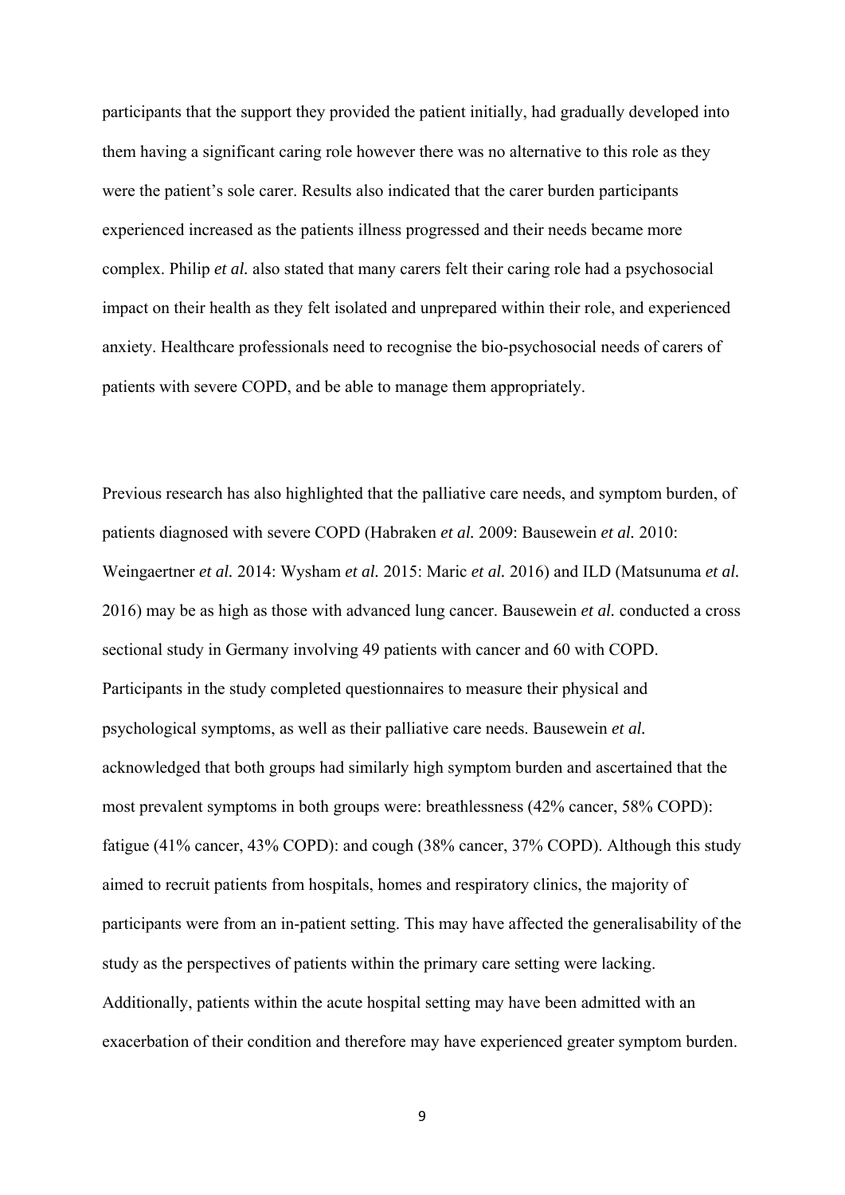participants that the support they provided the patient initially, had gradually developed into them having a significant caring role however there was no alternative to this role as they were the patient's sole carer. Results also indicated that the carer burden participants experienced increased as the patients illness progressed and their needs became more complex. Philip *et al.* also stated that many carers felt their caring role had a psychosocial impact on their health as they felt isolated and unprepared within their role, and experienced anxiety. Healthcare professionals need to recognise the bio-psychosocial needs of carers of patients with severe COPD, and be able to manage them appropriately.

Previous research has also highlighted that the palliative care needs, and symptom burden, of patients diagnosed with severe COPD (Habraken *et al.* 2009: Bausewein *et al.* 2010: Weingaertner *et al.* 2014: Wysham *et al.* 2015: Maric *et al.* 2016) and ILD (Matsunuma *et al.* 2016) may be as high as those with advanced lung cancer. Bausewein *et al.* conducted a cross sectional study in Germany involving 49 patients with cancer and 60 with COPD. Participants in the study completed questionnaires to measure their physical and psychological symptoms, as well as their palliative care needs. Bausewein *et al.* acknowledged that both groups had similarly high symptom burden and ascertained that the most prevalent symptoms in both groups were: breathlessness (42% cancer, 58% COPD): fatigue (41% cancer, 43% COPD): and cough (38% cancer, 37% COPD). Although this study aimed to recruit patients from hospitals, homes and respiratory clinics, the majority of participants were from an in-patient setting. This may have affected the generalisability of the study as the perspectives of patients within the primary care setting were lacking. Additionally, patients within the acute hospital setting may have been admitted with an exacerbation of their condition and therefore may have experienced greater symptom burden.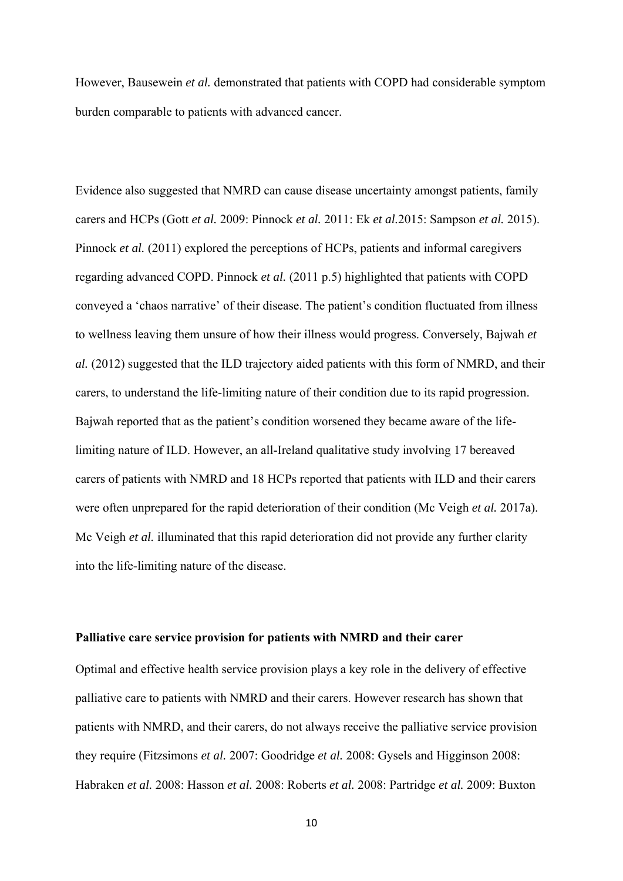However, Bausewein *et al.* demonstrated that patients with COPD had considerable symptom burden comparable to patients with advanced cancer.

Evidence also suggested that NMRD can cause disease uncertainty amongst patients, family carers and HCPs (Gott *et al.* 2009: Pinnock *et al.* 2011: Ek *et al.*2015: Sampson *et al.* 2015). Pinnock *et al.* (2011) explored the perceptions of HCPs, patients and informal caregivers regarding advanced COPD. Pinnock *et al.* (2011 p.5) highlighted that patients with COPD conveyed a 'chaos narrative' of their disease. The patient's condition fluctuated from illness to wellness leaving them unsure of how their illness would progress. Conversely, Bajwah *et al.* (2012) suggested that the ILD trajectory aided patients with this form of NMRD, and their carers, to understand the life-limiting nature of their condition due to its rapid progression. Bajwah reported that as the patient's condition worsened they became aware of the life-limiting nature of ILD. However, an all-Ireland qualitative study involving 17 bereaved carers of patients with NMRD and 18 HCPs reported that patients with ILD and their carers were often unprepared for the rapid deterioration of their condition (Mc Veigh *et al.* 2017a). Mc Veigh *et al.* illuminated that this rapid deterioration did not provide any further clarity into the life-limiting nature of the disease.

**Palliative care service provision for patients with NMRD and their carer**

Optimal and effective health service provision plays a key role in the delivery of effective palliative care to patients with NMRD and their carers. However research has shown that patients with NMRD, and their carers, do not always receive the palliative service provision they require (Fitzsimons *et al.* 2007: Goodridge *et al.* 2008: Gysels and Higginson 2008: Habraken *et al.* 2008: Hasson *et al.* 2008: Roberts *et al.* 2008: Partridge *et al.* 2009: Buxton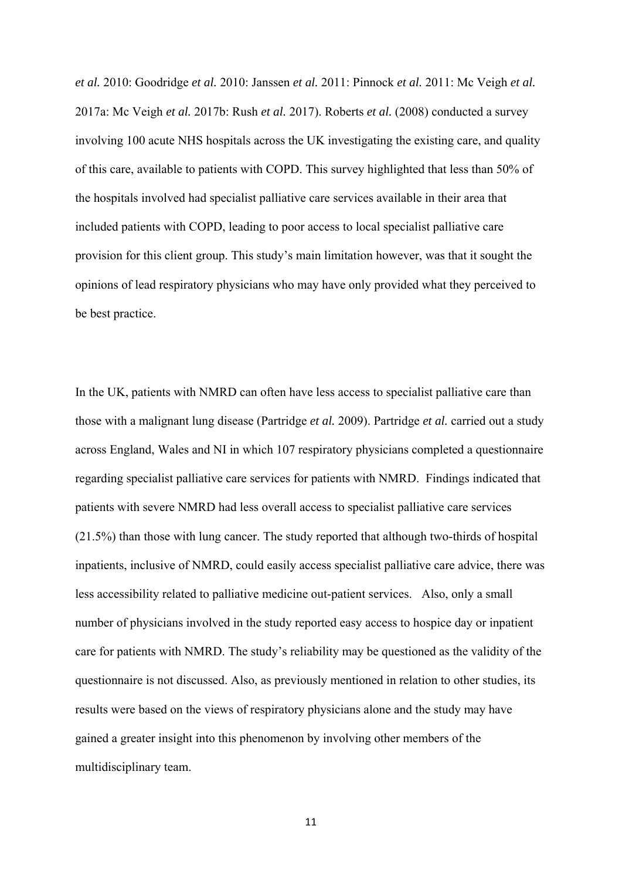*et al.* 2010: Goodridge *et al.* 2010: Janssen *et al.* 2011: Pinnock *et al.* 2011: Mc Veigh *et al.* 2017a: Mc Veigh *et al.* 2017b: Rush *et al.* 2017). Roberts *et al.* (2008) conducted a survey involving 100 acute NHS hospitals across the UK investigating the existing care, and quality of this care, available to patients with COPD. This survey highlighted that less than 50% of the hospitals involved had specialist palliative care services available in their area that included patients with COPD, leading to poor access to local specialist palliative care provision for this client group. This study's main limitation however, was that it sought the opinions of lead respiratory physicians who may have only provided what they perceived to be best practice.

In the UK, patients with NMRD can often have less access to specialist palliative care than those with a malignant lung disease (Partridge *et al.* 2009). Partridge *et al.* carried out a study across England, Wales and NI in which 107 respiratory physicians completed a questionnaire regarding specialist palliative care services for patients with NMRD. Findings indicated that patients with severe NMRD had less overall access to specialist palliative care services (21.5%) than those with lung cancer. The study reported that although two-thirds of hospital inpatients, inclusive of NMRD, could easily access specialist palliative care advice, there was less accessibility related to palliative medicine out-patient services. Also, only a small number of physicians involved in the study reported easy access to hospice day or inpatient care for patients with NMRD. The study's reliability may be questioned as the validity of the questionnaire is not discussed. Also, as previously mentioned in relation to other studies, its results were based on the views of respiratory physicians alone and the study may have gained a greater insight into this phenomenon by involving other members of the multidisciplinary team.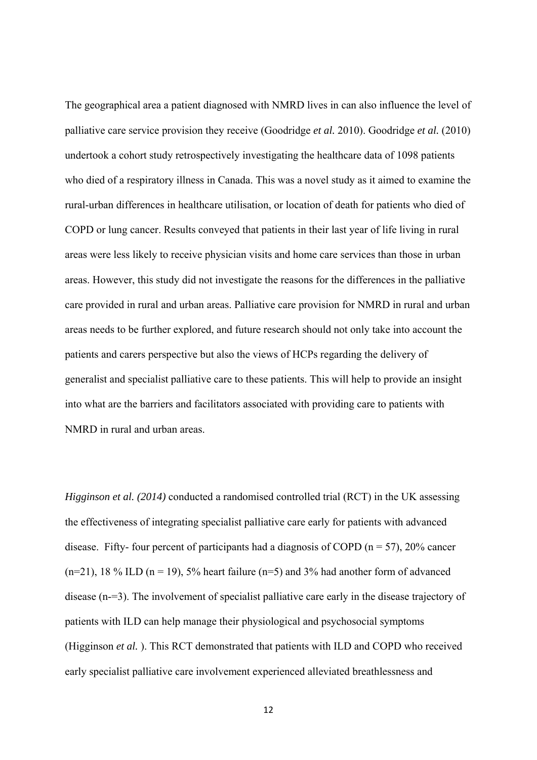The geographical area a patient diagnosed with NMRD lives in can also influence the level of palliative care service provision they receive (Goodridge *et al.* 2010). Goodridge *et al.* (2010) undertook a cohort study retrospectively investigating the healthcare data of 1098 patients who died of a respiratory illness in Canada. This was a novel study as it aimed to examine the rural-urban differences in healthcare utilisation, or location of death for patients who died of COPD or lung cancer. Results conveyed that patients in their last year of life living in rural areas were less likely to receive physician visits and home care services than those in urban areas. However, this study did not investigate the reasons for the differences in the palliative care provided in rural and urban areas. Palliative care provision for NMRD in rural and urban areas needs to be further explored, and future research should not only take into account the patients and carers perspective but also the views of HCPs regarding the delivery of generalist and specialist palliative care to these patients. This will help to provide an insight into what are the barriers and facilitators associated with providing care to patients with NMRD in rural and urban areas.

*Higginson et al. (2014)* conducted a randomised controlled trial (RCT) in the UK assessing the effectiveness of integrating specialist palliative care early for patients with advanced disease. Fifty- four percent of participants had a diagnosis of COPD (n = 57), 20% cancer (n=21), 18 % ILD (n = 19), 5% heart failure (n=5) and 3% had another form of advanced disease (n-=3). The involvement of specialist palliative care early in the disease trajectory of patients with ILD can help manage their physiological and psychosocial symptoms (Higginson *et al.* ). This RCT demonstrated that patients with ILD and COPD who received early specialist palliative care involvement experienced alleviated breathlessness and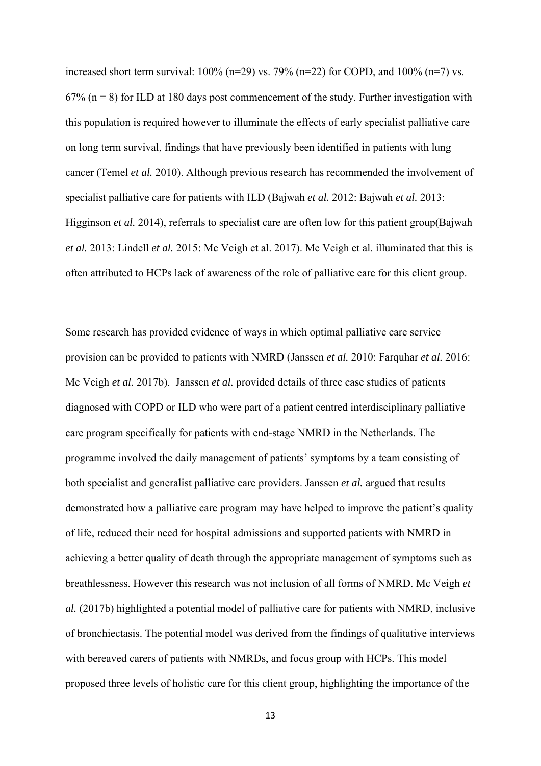increased short term survival: 100% (n=29) vs. 79% (n=22) for COPD, and 100% (n=7) vs. 67% (n = 8) for ILD at 180 days post commencement of the study. Further investigation with this population is required however to illuminate the effects of early specialist palliative care on long term survival, findings that have previously been identified in patients with lung cancer (Temel *et al.* 2010). Although previous research has recommended the involvement of specialist palliative care for patients with ILD (Bajwah *et al.* 2012: Bajwah *et al.* 2013: Higginson *et al.* 2014), referrals to specialist care are often low for this patient group(Bajwah *et al.* 2013: Lindell *et al.* 2015: Mc Veigh et al. 2017). Mc Veigh et al. illuminated that this is often attributed to HCPs lack of awareness of the role of palliative care for this client group.

Some research has provided evidence of ways in which optimal palliative care service provision can be provided to patients with NMRD (Janssen *et al.* 2010: Farquhar *et al.* 2016: Mc Veigh *et al.* 2017b). Janssen *et al.* provided details of three case studies of patients diagnosed with COPD or ILD who were part of a patient centred interdisciplinary palliative care program specifically for patients with end-stage NMRD in the Netherlands. The programme involved the daily management of patients' symptoms by a team consisting of both specialist and generalist palliative care providers. Janssen *et al.* argued that results demonstrated how a palliative care program may have helped to improve the patient's quality of life, reduced their need for hospital admissions and supported patients with NMRD in achieving a better quality of death through the appropriate management of symptoms such as breathlessness. However this research was not inclusion of all forms of NMRD. Mc Veigh *et al.* (2017b) highlighted a potential model of palliative care for patients with NMRD, inclusive of bronchiectasis. The potential model was derived from the findings of qualitative interviews with bereaved carers of patients with NMRDs, and focus group with HCPs. This model proposed three levels of holistic care for this client group, highlighting the importance of the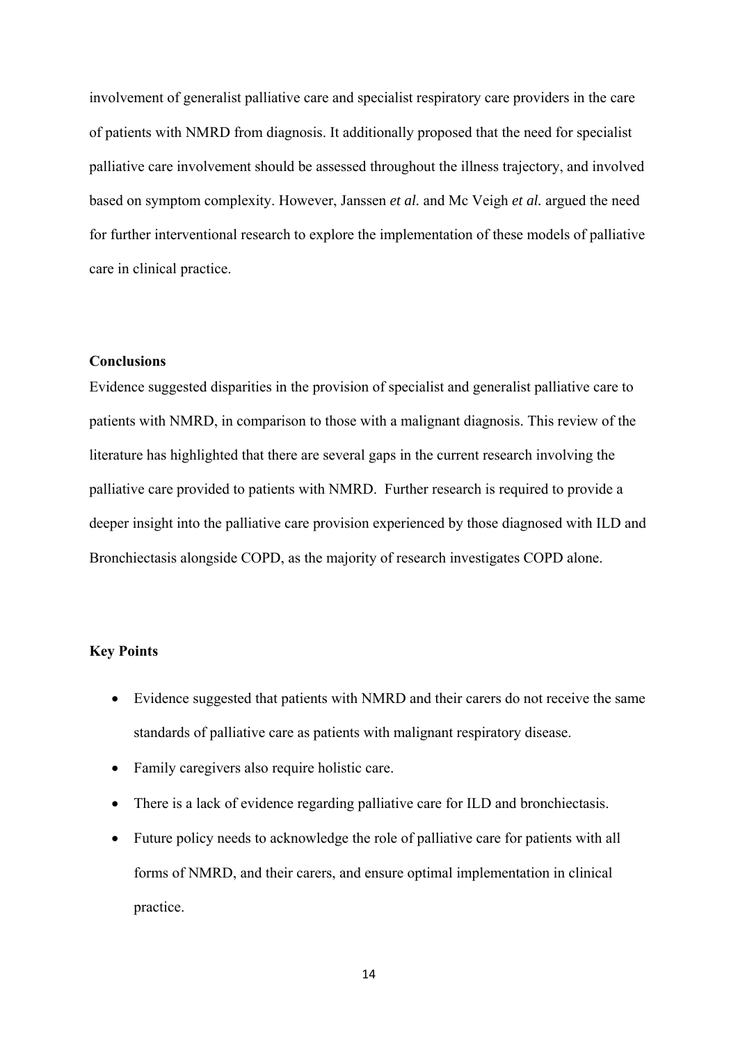involvement of generalist palliative care and specialist respiratory care providers in the care of patients with NMRD from diagnosis. It additionally proposed that the need for specialist palliative care involvement should be assessed throughout the illness trajectory, and involved based on symptom complexity. However, Janssen *et al.* and Mc Veigh *et al.* argued the need for further interventional research to explore the implementation of these models of palliative care in clinical practice.

## Conclusions

Evidence suggested disparities in the provision of specialist and generalist palliative care to patients with NMRD, in comparison to those with a malignant diagnosis. This review of the literature has highlighted that there are several gaps in the current research involving the palliative care provided to patients with NMRD. Further research is required to provide a deeper insight into the palliative care provision experienced by those diagnosed with ILD and Bronchiectasis alongside COPD, as the majority of research investigates COPD alone.

## Key Points

- Evidence suggested that patients with NMRD and their carers do not receive the same standards of palliative care as patients with malignant respiratory disease.
- Family caregivers also require holistic care.
- There is a lack of evidence regarding palliative care for ILD and bronchiectasis.
- Future policy needs to acknowledge the role of palliative care for patients with all forms of NMRD, and their carers, and ensure optimal implementation in clinical practice.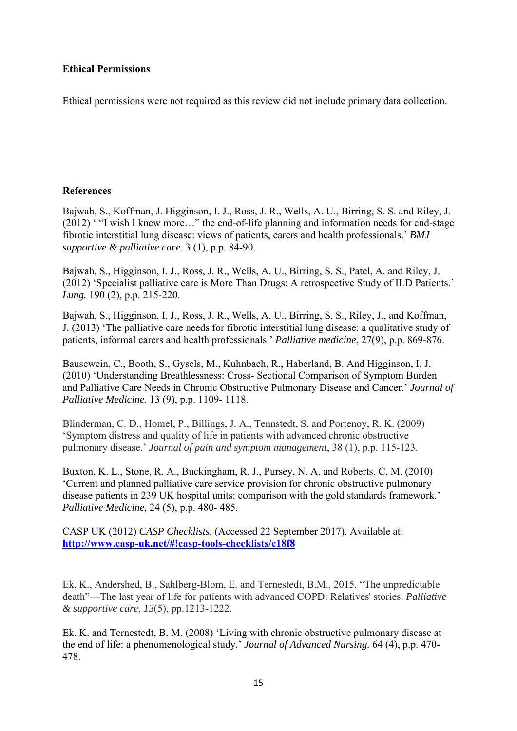**Ethical Permissions**

Ethical permissions were not required as this review did not include primary data collection.

**References**

Bajwah, S., Koffman, J. Higginson, I. J., Ross, J. R., Wells, A. U., Birring, S. S. and Riley, J. (2012) ' "I wish I knew more…" the end-of-life planning and information needs for end-stage fibrotic interstitial lung disease: views of patients, carers and health professionals.' *BMJ supportive & palliative care*. 3 (1), p.p. 84-90.

Bajwah, S., Higginson, I. J., Ross, J. R., Wells, A. U., Birring, S. S., Patel, A. and Riley, J. (2012) 'Specialist palliative care is More Than Drugs: A retrospective Study of ILD Patients.' *Lung.* 190 (2), p.p. 215-220.

Bajwah, S., Higginson, I. J., Ross, J. R., Wells, A. U., Birring, S. S., Riley, J., and Koffman, J. (2013) 'The palliative care needs for fibrotic interstitial lung disease: a qualitative study of patients, informal carers and health professionals.' *Palliative medicine*, 27(9), p.p. 869-876.

Bausewein, C., Booth, S., Gysels, M., Kuhnbach, R., Haberland, B. And Higginson, I. J. (2010) 'Understanding Breathlessness: Cross- Sectional Comparison of Symptom Burden and Palliative Care Needs in Chronic Obstructive Pulmonary Disease and Cancer.' *Journal of Palliative Medicine.* 13 (9), p.p. 1109- 1118.

Blinderman, C. D., Homel, P., Billings, J. A., Tennstedt, S. and Portenoy, R. K. (2009) 'Symptom distress and quality of life in patients with advanced chronic obstructive pulmonary disease.' *Journal of pain and symptom management*, 38 (1), p.p. 115-123.

Buxton, K. L., Stone, R. A., Buckingham, R. J., Pursey, N. A. and Roberts, C. M. (2010) 'Current and planned palliative care service provision for chronic obstructive pulmonary disease patients in 239 UK hospital units: comparison with the gold standards framework.' *Palliative Medicine,* 24 (5), p.p. 480- 485.

CASP UK (2012) *CASP Checklists.* (Accessed 22 September 2017). Available at: **http://www.casp-uk.net/#!casp-tools-checklists/c18f8**

Ek, K., Andershed, B., Sahlberg-Blom, E. and Ternestedt, B.M., 2015. "The unpredictable death"—The last year of life for patients with advanced COPD: Relatives' stories. *Palliative & supportive care*, *13*(5), pp.1213-1222.

Ek, K. and Ternestedt, B. M. (2008) 'Living with chronic obstructive pulmonary disease at the end of life: a phenomenological study.' *Journal of Advanced Nursing.* 64 (4), p.p. 470-478.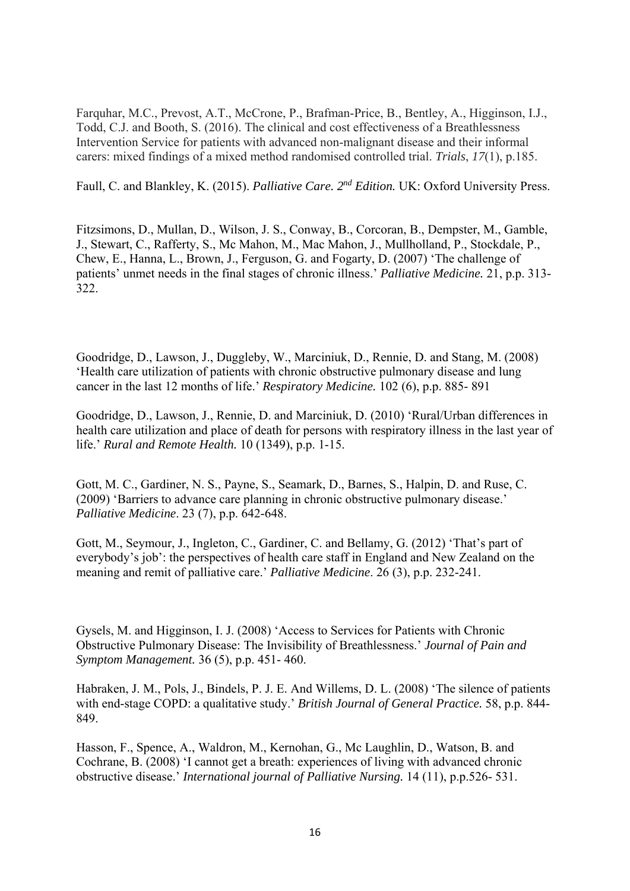Farquhar, M.C., Prevost, A.T., McCrone, P., Brafman-Price, B., Bentley, A., Higginson, I.J., Todd, C.J. and Booth, S. (2016). The clinical and cost effectiveness of a Breathlessness Intervention Service for patients with advanced non-malignant disease and their informal carers: mixed findings of a mixed method randomised controlled trial. *Trials*, *17*(1), p.185.

Faull, C. and Blankley, K. (2015). *Palliative Care. 2nd Edition.* UK: Oxford University Press.

Fitzsimons, D., Mullan, D., Wilson, J. S., Conway, B., Corcoran, B., Dempster, M., Gamble, J., Stewart, C., Rafferty, S., Mc Mahon, M., Mac Mahon, J., Mullholland, P., Stockdale, P., Chew, E., Hanna, L., Brown, J., Ferguson, G. and Fogarty, D. (2007) 'The challenge of patients' unmet needs in the final stages of chronic illness.' *Palliative Medicine.* 21, p.p. 313-322.

Goodridge, D., Lawson, J., Duggleby, W., Marciniuk, D., Rennie, D. and Stang, M. (2008) 'Health care utilization of patients with chronic obstructive pulmonary disease and lung cancer in the last 12 months of life.' *Respiratory Medicine.* 102 (6), p.p. 885- 891

Goodridge, D., Lawson, J., Rennie, D. and Marciniuk, D. (2010) 'Rural/Urban differences in health care utilization and place of death for persons with respiratory illness in the last year of life.' *Rural and Remote Health.* 10 (1349), p.p. 1-15.

Gott, M. C., Gardiner, N. S., Payne, S., Seamark, D., Barnes, S., Halpin, D. and Ruse, C. (2009) 'Barriers to advance care planning in chronic obstructive pulmonary disease.' *Palliative Medicine*. 23 (7), p.p. 642-648.

Gott, M., Seymour, J., Ingleton, C., Gardiner, C. and Bellamy, G. (2012) 'That's part of everybody's job': the perspectives of health care staff in England and New Zealand on the meaning and remit of palliative care.' *Palliative Medicine*. 26 (3), p.p. 232-241.

Gysels, M. and Higginson, I. J. (2008) 'Access to Services for Patients with Chronic Obstructive Pulmonary Disease: The Invisibility of Breathlessness.' *Journal of Pain and Symptom Management.* 36 (5), p.p. 451- 460.

Habraken, J. M., Pols, J., Bindels, P. J. E. And Willems, D. L. (2008) 'The silence of patients with end-stage COPD: a qualitative study.' *British Journal of General Practice.* 58, p.p. 844-849.

Hasson, F., Spence, A., Waldron, M., Kernohan, G., Mc Laughlin, D., Watson, B. and Cochrane, B. (2008) 'I cannot get a breath: experiences of living with advanced chronic obstructive disease.' *International journal of Palliative Nursing.* 14 (11), p.p.526- 531.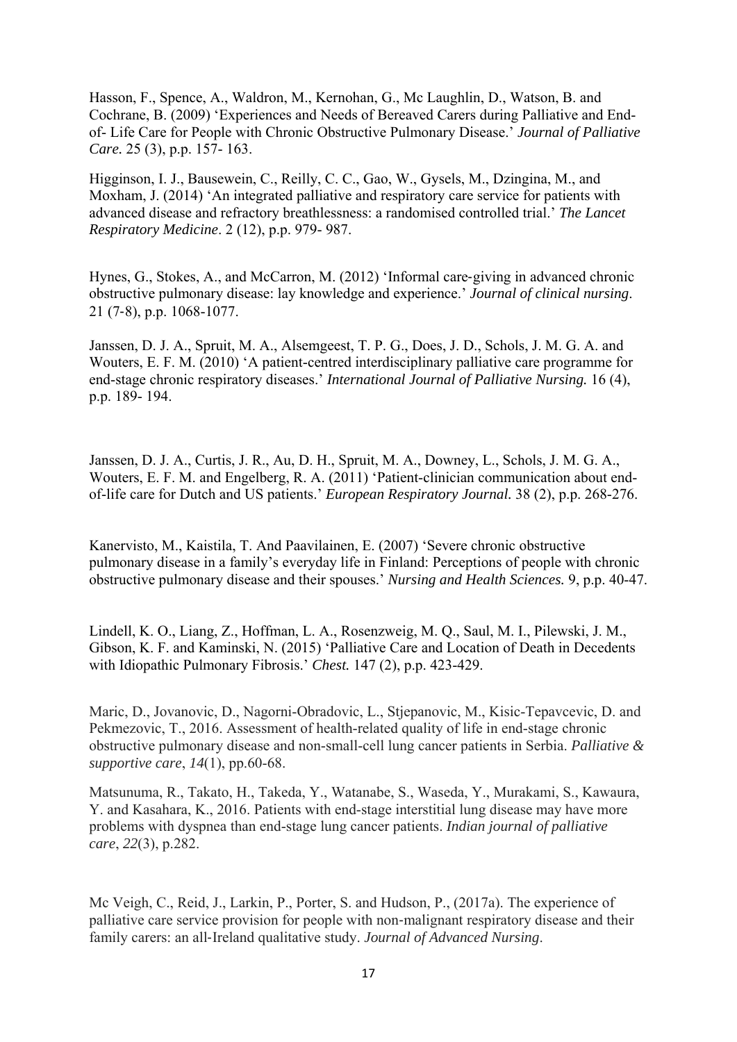Hasson, F., Spence, A., Waldron, M., Kernohan, G., Mc Laughlin, D., Watson, B. and Cochrane, B. (2009) 'Experiences and Needs of Bereaved Carers during Palliative and End-of- Life Care for People with Chronic Obstructive Pulmonary Disease.' *Journal of Palliative Care.* 25 (3), p.p. 157- 163.

Higginson, I. J., Bausewein, C., Reilly, C. C., Gao, W., Gysels, M., Dzingina, M., and Moxham, J. (2014) 'An integrated palliative and respiratory care service for patients with advanced disease and refractory breathlessness: a randomised controlled trial.' *The Lancet Respiratory Medicine*. 2 (12), p.p. 979- 987.

Hynes, G., Stokes, A., and McCarron, M. (2012) 'Informal care‐giving in advanced chronic obstructive pulmonary disease: lay knowledge and experience.' *Journal of clinical nursing*. 21 (7‐8), p.p. 1068-1077.

Janssen, D. J. A., Spruit, M. A., Alsemgeest, T. P. G., Does, J. D., Schols, J. M. G. A. and Wouters, E. F. M. (2010) 'A patient-centred interdisciplinary palliative care programme for end-stage chronic respiratory diseases.' *International Journal of Palliative Nursing.* 16 (4), p.p. 189- 194.

Janssen, D. J. A., Curtis, J. R., Au, D. H., Spruit, M. A., Downey, L., Schols, J. M. G. A., Wouters, E. F. M. and Engelberg, R. A. (2011) 'Patient-clinician communication about end-of-life care for Dutch and US patients.' *European Respiratory Journal.* 38 (2), p.p. 268-276.

Kanervisto, M., Kaistila, T. And Paavilainen, E. (2007) 'Severe chronic obstructive pulmonary disease in a family's everyday life in Finland: Perceptions of people with chronic obstructive pulmonary disease and their spouses.' *Nursing and Health Sciences.* 9, p.p. 40-47.

Lindell, K. O., Liang, Z., Hoffman, L. A., Rosenzweig, M. Q., Saul, M. I., Pilewski, J. M., Gibson, K. F. and Kaminski, N. (2015) 'Palliative Care and Location of Death in Decedents with Idiopathic Pulmonary Fibrosis.' *Chest.* 147 (2), p.p. 423-429.

Maric, D., Jovanovic, D., Nagorni-Obradovic, L., Stjepanovic, M., Kisic-Tepavcevic, D. and Pekmezovic, T., 2016. Assessment of health-related quality of life in end-stage chronic obstructive pulmonary disease and non-small-cell lung cancer patients in Serbia. *Palliative & supportive care*, *14*(1), pp.60-68.

Matsunuma, R., Takato, H., Takeda, Y., Watanabe, S., Waseda, Y., Murakami, S., Kawaura, Y. and Kasahara, K., 2016. Patients with end-stage interstitial lung disease may have more problems with dyspnea than end-stage lung cancer patients. *Indian journal of palliative care*, *22*(3), p.282.

Mc Veigh, C., Reid, J., Larkin, P., Porter, S. and Hudson, P., (2017a). The experience of palliative care service provision for people with non-malignant respiratory disease and their family carers: an all‐Ireland qualitative study. *Journal of Advanced Nursing*.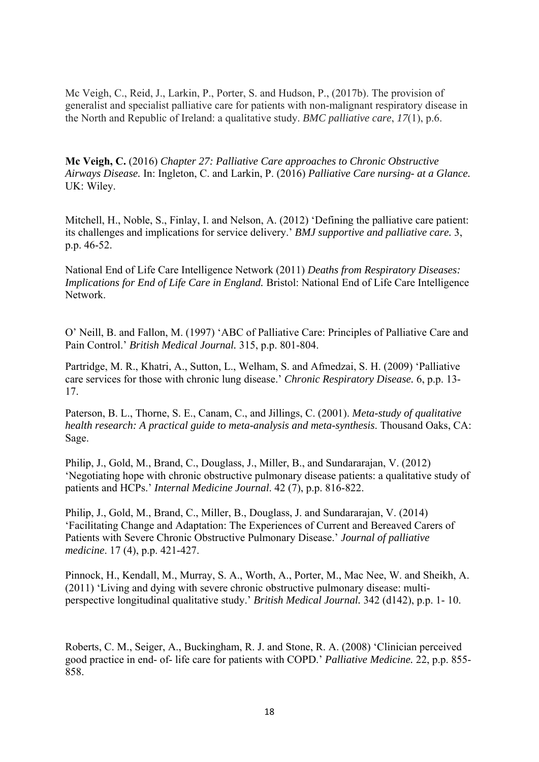Mc Veigh, C., Reid, J., Larkin, P., Porter, S. and Hudson, P., (2017b). The provision of generalist and specialist palliative care for patients with non-malignant respiratory disease in the North and Republic of Ireland: a qualitative study. *BMC palliative care*, *17*(1), p.6.

**Mc Veigh, C.** (2016) *Chapter 27: Palliative Care approaches to Chronic Obstructive Airways Disease.* In: Ingleton, C. and Larkin, P. (2016) *Palliative Care nursing- at a Glance.* UK: Wiley.

Mitchell, H., Noble, S., Finlay, I. and Nelson, A. (2012) 'Defining the palliative care patient: its challenges and implications for service delivery.' *BMJ supportive and palliative care.* 3, p.p. 46-52.

National End of Life Care Intelligence Network (2011) *Deaths from Respiratory Diseases: Implications for End of Life Care in England.* Bristol: National End of Life Care Intelligence Network.

O' Neill, B. and Fallon, M. (1997) 'ABC of Palliative Care: Principles of Palliative Care and Pain Control.' *British Medical Journal.* 315, p.p. 801-804.

Partridge, M. R., Khatri, A., Sutton, L., Welham, S. and Afmedzai, S. H. (2009) 'Palliative care services for those with chronic lung disease.' *Chronic Respiratory Disease.* 6, p.p. 13-17.

Paterson, B. L., Thorne, S. E., Canam, C., and Jillings, C. (2001). *Meta-study of qualitative health research: A practical guide to meta-analysis and meta-synthesis*. Thousand Oaks, CA: Sage.

Philip, J., Gold, M., Brand, C., Douglass, J., Miller, B., and Sundararajan, V. (2012) 'Negotiating hope with chronic obstructive pulmonary disease patients: a qualitative study of patients and HCPs.' *Internal Medicine Journal*. 42 (7), p.p. 816-822.

Philip, J., Gold, M., Brand, C., Miller, B., Douglass, J. and Sundararajan, V. (2014) 'Facilitating Change and Adaptation: The Experiences of Current and Bereaved Carers of Patients with Severe Chronic Obstructive Pulmonary Disease.' *Journal of palliative medicine*. 17 (4), p.p. 421-427.

Pinnock, H., Kendall, M., Murray, S. A., Worth, A., Porter, M., Mac Nee, W. and Sheikh, A. (2011) 'Living and dying with severe chronic obstructive pulmonary disease: multi-perspective longitudinal qualitative study.' *British Medical Journal.* 342 (d142), p.p. 1- 10.

Roberts, C. M., Seiger, A., Buckingham, R. J. and Stone, R. A. (2008) 'Clinician perceived good practice in end- of- life care for patients with COPD.' *Palliative Medicine.* 22, p.p. 855-858.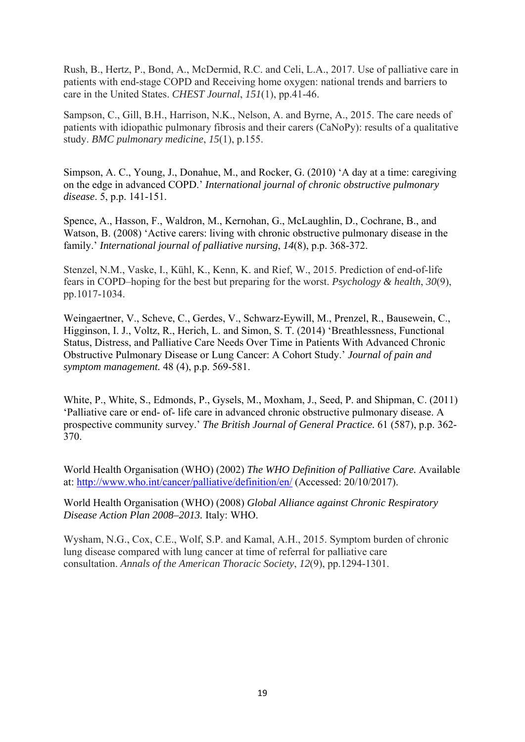Rush, B., Hertz, P., Bond, A., McDermid, R.C. and Celi, L.A., 2017. Use of palliative care in patients with end-stage COPD and Receiving home oxygen: national trends and barriers to care in the United States. *CHEST Journal*, *151*(1), pp.41-46.

Sampson, C., Gill, B.H., Harrison, N.K., Nelson, A. and Byrne, A., 2015. The care needs of patients with idiopathic pulmonary fibrosis and their carers (CaNoPy): results of a qualitative study. *BMC pulmonary medicine*, *15*(1), p.155.

Simpson, A. C., Young, J., Donahue, M., and Rocker, G. (2010) 'A day at a time: caregiving on the edge in advanced COPD.' *International journal of chronic obstructive pulmonary disease*. 5, p.p. 141-151.

Spence, A., Hasson, F., Waldron, M., Kernohan, G., McLaughlin, D., Cochrane, B., and Watson, B. (2008) 'Active carers: living with chronic obstructive pulmonary disease in the family.' *International journal of palliative nursing*, *14*(8), p.p. 368-372.

Stenzel, N.M., Vaske, I., Kühl, K., Kenn, K. and Rief, W., 2015. Prediction of end-of-life fears in COPD–hoping for the best but preparing for the worst. *Psychology & health*, *30*(9), pp.1017-1034.

Weingaertner, V., Scheve, C., Gerdes, V., Schwarz-Eywill, M., Prenzel, R., Bausewein, C., Higginson, I. J., Voltz, R., Herich, L. and Simon, S. T. (2014) 'Breathlessness, Functional Status, Distress, and Palliative Care Needs Over Time in Patients With Advanced Chronic Obstructive Pulmonary Disease or Lung Cancer: A Cohort Study.' *Journal of pain and symptom management.* 48 (4), p.p. 569-581.

White, P., White, S., Edmonds, P., Gysels, M., Moxham, J., Seed, P. and Shipman, C. (2011) 'Palliative care or end- of- life care in advanced chronic obstructive pulmonary disease. A prospective community survey.' *The British Journal of General Practice.* 61 (587), p.p. 362-370.

World Health Organisation (WHO) (2002) *The WHO Definition of Palliative Care.* Available at: http://www.who.int/cancer/palliative/definition/en/ (Accessed: 20/10/2017).

World Health Organisation (WHO) (2008) *Global Alliance against Chronic Respiratory Disease Action Plan 2008–2013.* Italy: WHO.

Wysham, N.G., Cox, C.E., Wolf, S.P. and Kamal, A.H., 2015. Symptom burden of chronic lung disease compared with lung cancer at time of referral for palliative care consultation. *Annals of the American Thoracic Society*, *12*(9), pp.1294-1301.